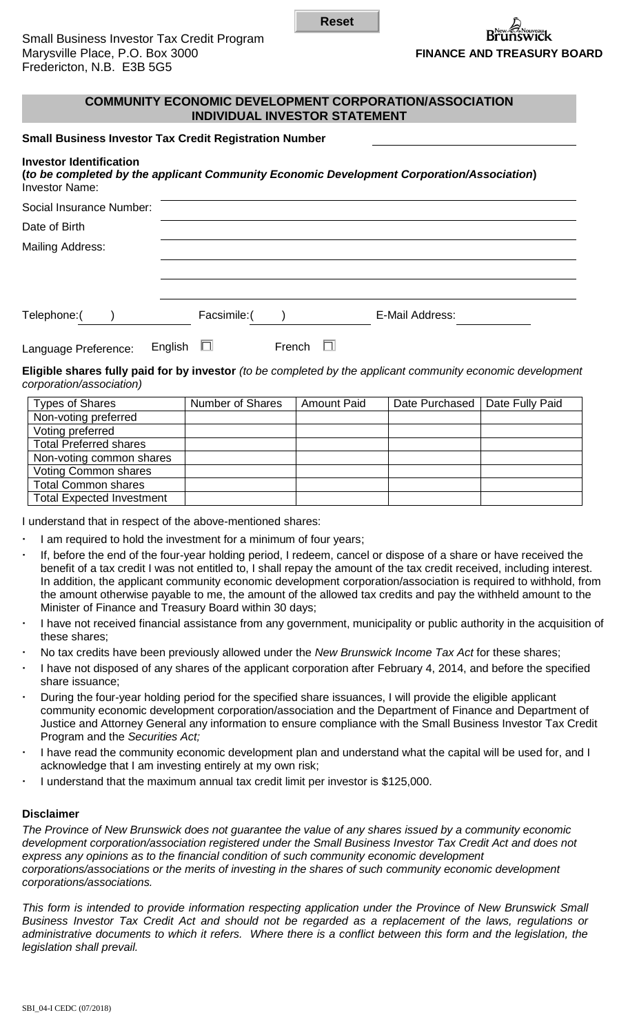Reset

Small Business Investor Tax Credit Program
Marysville Place, P.O. Box 3000
Fredericton, N.B. E3B 5G5

**FINANCE AND TREASURY BOARD**

## COMMUNITY ECONOMIC DEVELOPMENT CORPORATION/ASSOCIATION INDIVIDUAL INVESTOR STATEMENT

**Small Business Investor Tax Credit Registration Number** ______________________

**Investor Identification**
**(*to be completed by the applicant Community Economic Development Corporation/Association*)**

Investor Name: ______________________

Social Insurance Number: ______________________

Date of Birth ______________________

Mailing Address: ______________________

______________________

______________________

Telephone:( ) Facsimile:( ) E-Mail Address: ______________________

Language Preference: English ☐ French ☐

**Eligible shares fully paid for by investor** *(to be completed by the applicant community economic development corporation/association)*

| Types of Shares | Number of Shares | Amount Paid | Date Purchased | Date Fully Paid |
|---|---|---|---|---|
| Non-voting preferred | | | | |
| Voting preferred | | | | |
| Total Preferred shares | | | | |
| Non-voting common shares | | | | |
| Voting Common shares | | | | |
| Total Common shares | | | | |
| Total Expected Investment | | | | |

I understand that in respect of the above-mentioned shares:

- I am required to hold the investment for a minimum of four years;
- If, before the end of the four-year holding period, I redeem, cancel or dispose of a share or have received the benefit of a tax credit I was not entitled to, I shall repay the amount of the tax credit received, including interest. In addition, the applicant community economic development corporation/association is required to withhold, from the amount otherwise payable to me, the amount of the allowed tax credits and pay the withheld amount to the Minister of Finance and Treasury Board within 30 days;
- I have not received financial assistance from any government, municipality or public authority in the acquisition of these shares;
- No tax credits have been previously allowed under the *New Brunswick Income Tax Act* for these shares;
- I have not disposed of any shares of the applicant corporation after February 4, 2014, and before the specified share issuance;
- During the four-year holding period for the specified share issuances, I will provide the eligible applicant community economic development corporation/association and the Department of Finance and Department of Justice and Attorney General any information to ensure compliance with the Small Business Investor Tax Credit Program and the *Securities Act;*
- I have read the community economic development plan and understand what the capital will be used for, and I acknowledge that I am investing entirely at my own risk;
- I understand that the maximum annual tax credit limit per investor is $125,000.

**Disclaimer**

*The Province of New Brunswick does not guarantee the value of any shares issued by a community economic development corporation/association registered under the Small Business Investor Tax Credit Act and does not express any opinions as to the financial condition of such community economic development corporations/associations or the merits of investing in the shares of such community economic development corporations/associations.*

*This form is intended to provide information respecting application under the Province of New Brunswick Small Business Investor Tax Credit Act and should not be regarded as a replacement of the laws, regulations or administrative documents to which it refers. Where there is a conflict between this form and the legislation, the legislation shall prevail.*

SBI_04-I CEDC (07/2018)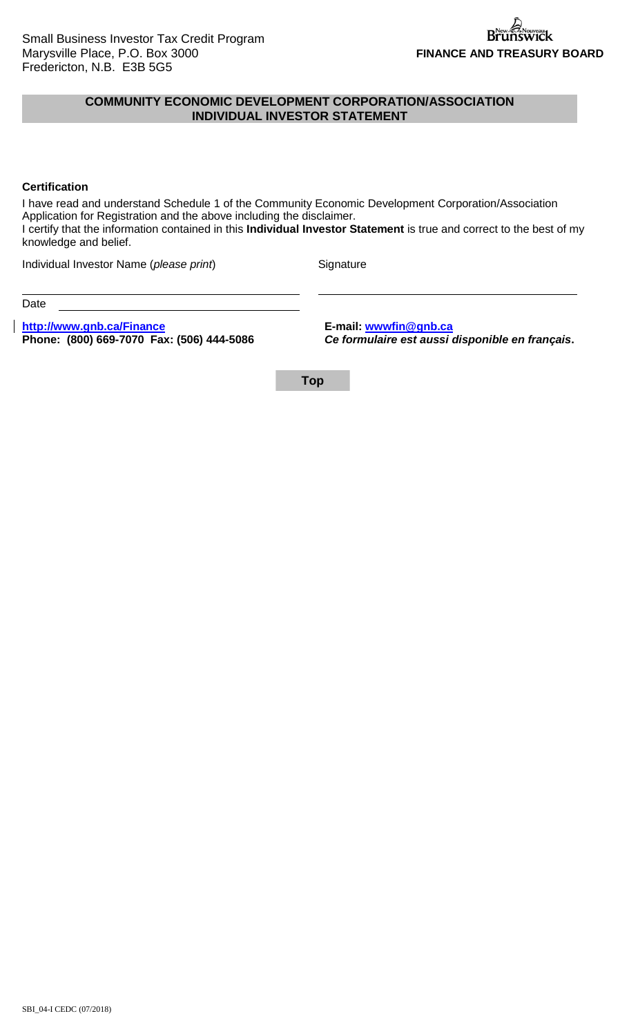Small Business Investor Tax Credit Program
Marysville Place, P.O. Box 3000
Fredericton, N.B. E3B 5G5

**FINANCE AND TREASURY BOARD**

## COMMUNITY ECONOMIC DEVELOPMENT CORPORATION/ASSOCIATION INDIVIDUAL INVESTOR STATEMENT

**Certification**

I have read and understand Schedule 1 of the Community Economic Development Corporation/Association Application for Registration and the above including the disclaimer.
I certify that the information contained in this **Individual Investor Statement** is true and correct to the best of my knowledge and belief.

Individual Investor Name (*please print*) \_\_\_\_\_\_\_\_\_\_\_\_\_\_\_\_\_\_\_\_

Signature \_\_\_\_\_\_\_\_\_\_\_\_\_\_\_\_\_\_\_\_

Date \_\_\_\_\_\_\_\_\_\_\_\_\_\_\_\_\_\_\_\_

**http://www.gnb.ca/Finance**
**Phone: (800) 669-7070 Fax: (506) 444-5086**

**E-mail: wwwfin@gnb.ca**
***Ce formulaire est aussi disponible en français.***

**Top**

SBI_04-I CEDC (07/2018)